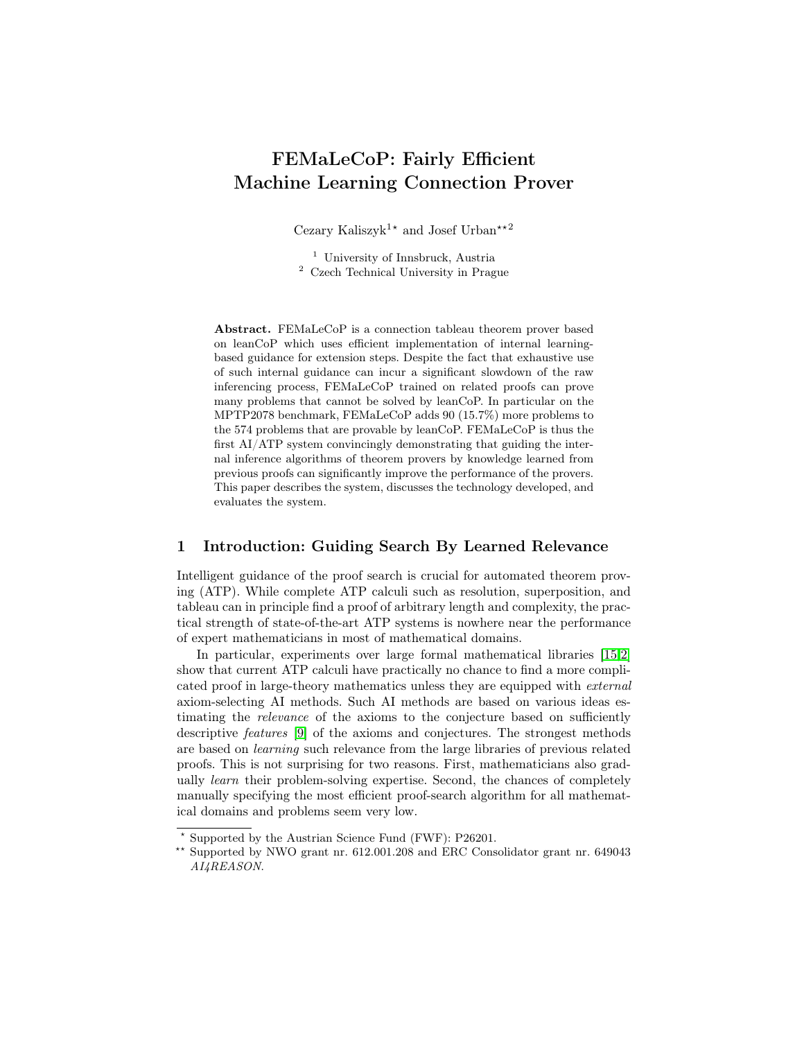# FEMaLeCoP: Fairly Efficient Machine Learning Connection Prover

Cezary Kaliszyk[1*] and Josef Urban[**2]

[1] University of Innsbruck, Austria
[2] Czech Technical University in Prague

**Abstract.** FEMaLeCoP is a connection tableau theorem prover based on leanCoP which uses efficient implementation of internal learning-based guidance for extension steps. Despite the fact that exhaustive use of such internal guidance can incur a significant slowdown of the raw inferencing process, FEMaLeCoP trained on related proofs can prove many problems that cannot be solved by leanCoP. In particular on the MPTP2078 benchmark, FEMaLeCoP adds 90 (15.7%) more problems to the 574 problems that are provable by leanCoP. FEMaLeCoP is thus the first AI/ATP system convincingly demonstrating that guiding the internal inference algorithms of theorem provers by knowledge learned from previous proofs can significantly improve the performance of the provers. This paper describes the system, discusses the technology developed, and evaluates the system.

## 1 Introduction: Guiding Search By Learned Relevance

Intelligent guidance of the proof search is crucial for automated theorem proving (ATP). While complete ATP calculi such as resolution, superposition, and tableau can in principle find a proof of arbitrary length and complexity, the practical strength of state-of-the-art ATP systems is nowhere near the performance of expert mathematicians in most of mathematical domains.

In particular, experiments over large formal mathematical libraries [15,2] show that current ATP calculi have practically no chance to find a more complicated proof in large-theory mathematics unless they are equipped with *external* axiom-selecting AI methods. Such AI methods are based on various ideas estimating the *relevance* of the axioms to the conjecture based on sufficiently descriptive *features* [9] of the axioms and conjectures. The strongest methods are based on *learning* such relevance from the large libraries of previous related proofs. This is not surprising for two reasons. First, mathematicians also gradually *learn* their problem-solving expertise. Second, the chances of completely manually specifying the most efficient proof-search algorithm for all mathematical domains and problems seem very low.

[*] Supported by the Austrian Science Fund (FWF): P26201.

[**] Supported by NWO grant nr. 612.001.208 and ERC Consolidator grant nr. 649043 *AI4REASON*.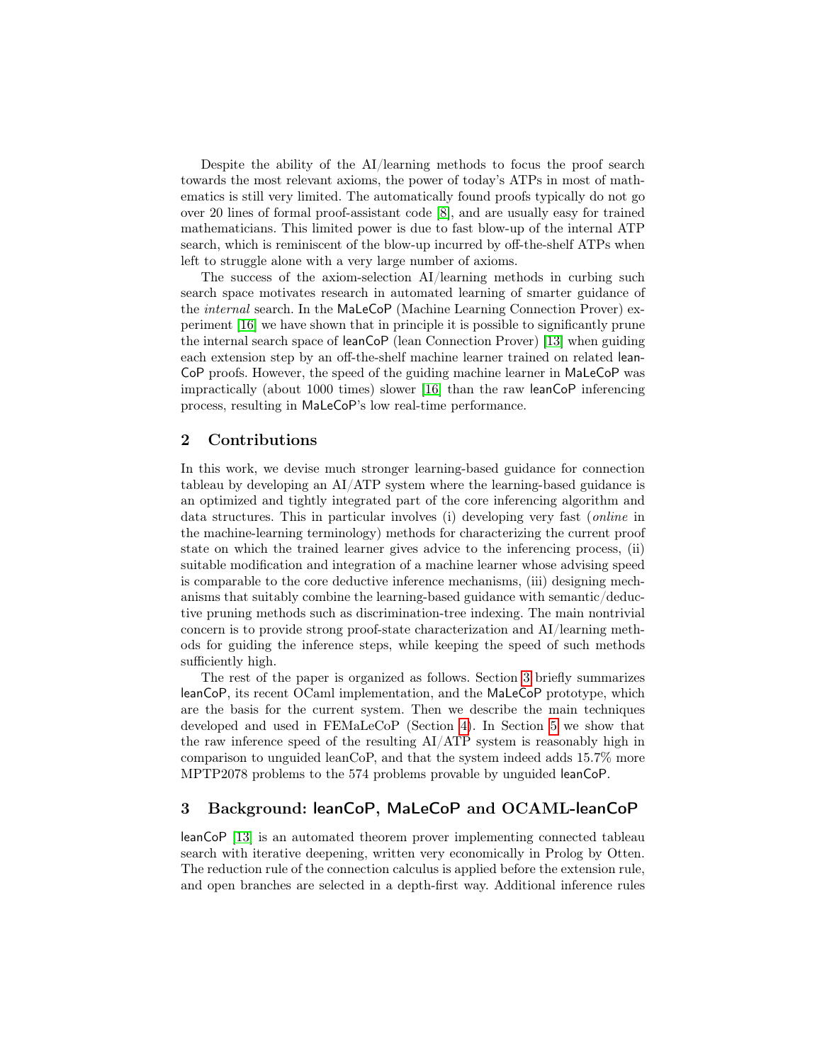Despite the ability of the AI/learning methods to focus the proof search towards the most relevant axioms, the power of today's ATPs in most of mathematics is still very limited. The automatically found proofs typically do not go over 20 lines of formal proof-assistant code [8], and are usually easy for trained mathematicians. This limited power is due to fast blow-up of the internal ATP search, which is reminiscent of the blow-up incurred by off-the-shelf ATPs when left to struggle alone with a very large number of axioms.

The success of the axiom-selection AI/learning methods in curbing such search space motivates research in automated learning of smarter guidance of the *internal* search. In the MaLeCoP (Machine Learning Connection Prover) experiment [16] we have shown that in principle it is possible to significantly prune the internal search space of leanCoP (lean Connection Prover) [13] when guiding each extension step by an off-the-shelf machine learner trained on related leanCoP proofs. However, the speed of the guiding machine learner in MaLeCoP was impractically (about 1000 times) slower [16] than the raw leanCoP inferencing process, resulting in MaLeCoP's low real-time performance.

## 2 Contributions

In this work, we devise much stronger learning-based guidance for connection tableau by developing an AI/ATP system where the learning-based guidance is an optimized and tightly integrated part of the core inferencing algorithm and data structures. This in particular involves (i) developing very fast (*online* in the machine-learning terminology) methods for characterizing the current proof state on which the trained learner gives advice to the inferencing process, (ii) suitable modification and integration of a machine learner whose advising speed is comparable to the core deductive inference mechanisms, (iii) designing mechanisms that suitably combine the learning-based guidance with semantic/deductive pruning methods such as discrimination-tree indexing. The main nontrivial concern is to provide strong proof-state characterization and AI/learning methods for guiding the inference steps, while keeping the speed of such methods sufficiently high.

The rest of the paper is organized as follows. Section 3 briefly summarizes leanCoP, its recent OCaml implementation, and the MaLeCoP prototype, which are the basis for the current system. Then we describe the main techniques developed and used in FEMaLeCoP (Section 4). In Section 5 we show that the raw inference speed of the resulting AI/ATP system is reasonably high in comparison to unguided leanCoP, and that the system indeed adds 15.7% more MPTP2078 problems to the 574 problems provable by unguided leanCoP.

## 3 Background: leanCoP, MaLeCoP and OCAML-leanCoP

leanCoP [13] is an automated theorem prover implementing connected tableau search with iterative deepening, written very economically in Prolog by Otten. The reduction rule of the connection calculus is applied before the extension rule, and open branches are selected in a depth-first way. Additional inference rules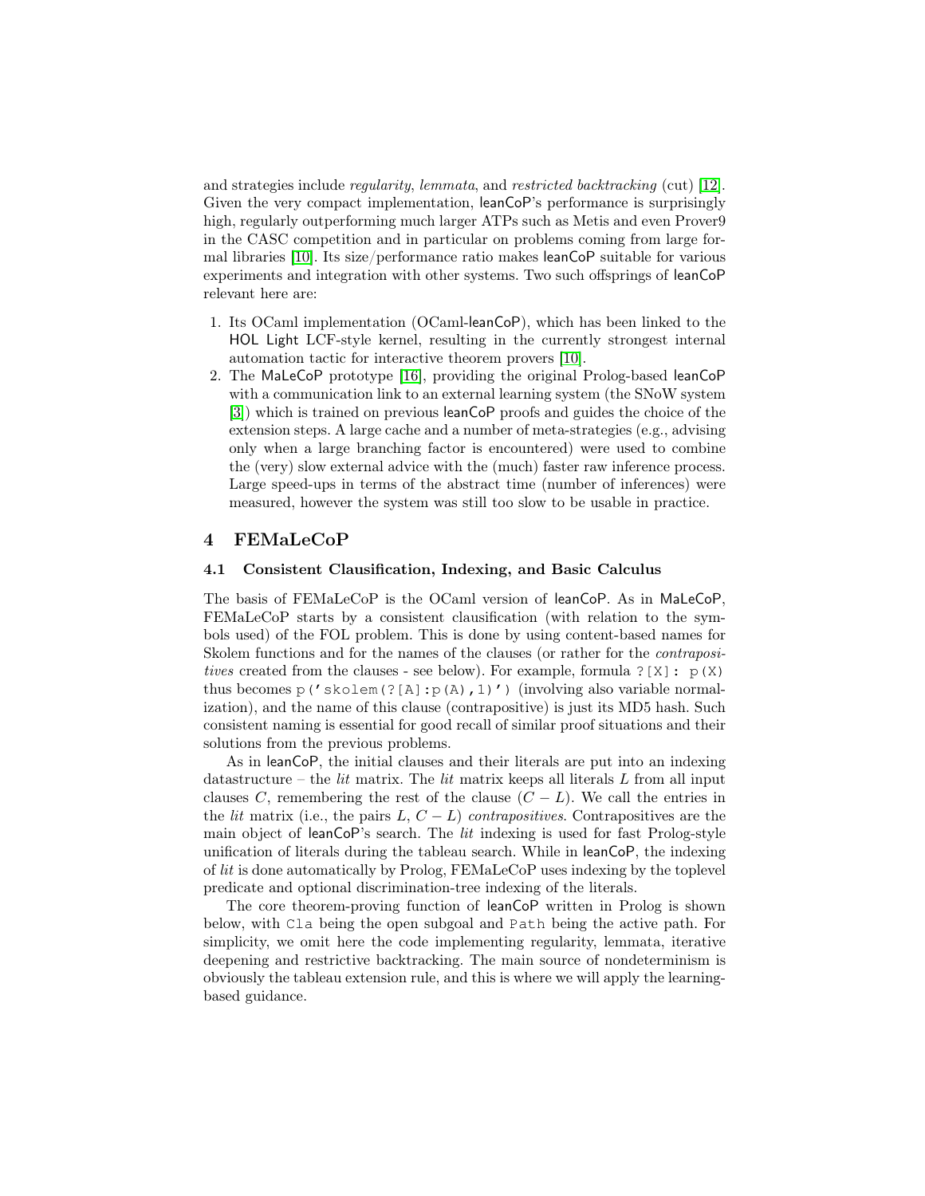and strategies include *regularity*, *lemmata*, and *restricted backtracking* (cut) [12]. Given the very compact implementation, leanCoP's performance is surprisingly high, regularly outperforming much larger ATPs such as Metis and even Prover9 in the CASC competition and in particular on problems coming from large formal libraries [10]. Its size/performance ratio makes leanCoP suitable for various experiments and integration with other systems. Two such offsprings of leanCoP relevant here are:

1. Its OCaml implementation (OCaml-leanCoP), which has been linked to the HOL Light LCF-style kernel, resulting in the currently strongest internal automation tactic for interactive theorem provers [10].
2. The MaLeCoP prototype [16], providing the original Prolog-based leanCoP with a communication link to an external learning system (the SNoW system [3]) which is trained on previous leanCoP proofs and guides the choice of the extension steps. A large cache and a number of meta-strategies (e.g., advising only when a large branching factor is encountered) were used to combine the (very) slow external advice with the (much) faster raw inference process. Large speed-ups in terms of the abstract time (number of inferences) were measured, however the system was still too slow to be usable in practice.

## 4 FEMaLeCoP

### 4.1 Consistent Clausification, Indexing, and Basic Calculus

The basis of FEMaLeCoP is the OCaml version of leanCoP. As in MaLeCoP, FEMaLeCoP starts by a consistent clausification (with relation to the symbols used) of the FOL problem. This is done by using content-based names for Skolem functions and for the names of the clauses (or rather for the *contrapositives* created from the clauses - see below). For example, formula `?[X]: p(X)` thus becomes `p('skolem(?[A]:p(A),1)')` (involving also variable normalization), and the name of this clause (contrapositive) is just its MD5 hash. Such consistent naming is essential for good recall of similar proof situations and their solutions from the previous problems.

As in leanCoP, the initial clauses and their literals are put into an indexing datastructure – the *lit* matrix. The *lit* matrix keeps all literals $L$ from all input clauses $C$, remembering the rest of the clause $(C - L)$. We call the entries in the *lit* matrix (i.e., the pairs $L$, $C - L$) *contrapositives*. Contrapositives are the main object of leanCoP's search. The *lit* indexing is used for fast Prolog-style unification of literals during the tableau search. While in leanCoP, the indexing of *lit* is done automatically by Prolog, FEMaLeCoP uses indexing by the toplevel predicate and optional discrimination-tree indexing of the literals.

The core theorem-proving function of leanCoP written in Prolog is shown below, with `Cla` being the open subgoal and `Path` being the active path. For simplicity, we omit here the code implementing regularity, lemmata, iterative deepening and restrictive backtracking. The main source of nondeterminism is obviously the tableau extension rule, and this is where we will apply the learning-based guidance.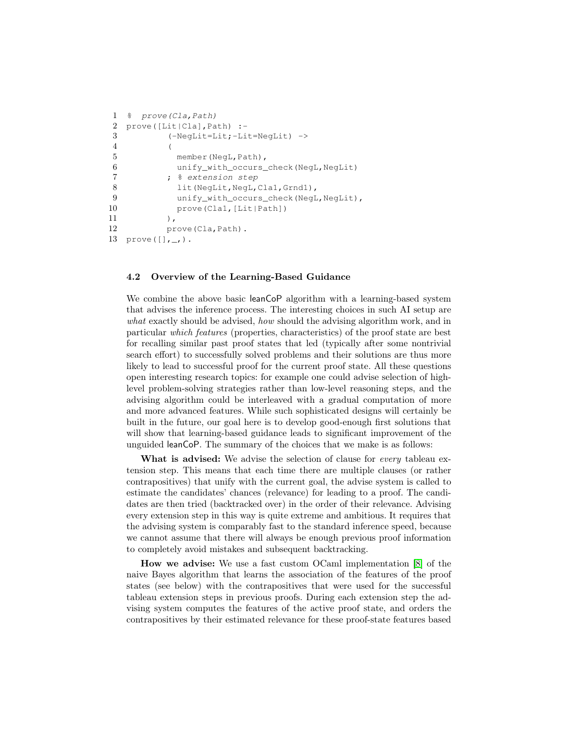```
1  %  prove(Cla,Path)
2  prove([Lit|Cla],Path) :-
3          (-NegLit=Lit;-Lit=NegLit) ->
4          (
5            member(NegL,Path),
6            unify_with_occurs_check(NegL,NegLit)
7          ; % extension step
8            lit(NegLit,NegL,Cla1,Grnd1),
9            unify_with_occurs_check(NegL,NegLit),
10           prove(Cla1,[Lit|Path])
11         ),
12         prove(Cla,Path).
13 prove([],_,).
```

### 4.2 Overview of the Learning-Based Guidance

We combine the above basic leanCoP algorithm with a learning-based system that advises the inference process. The interesting choices in such AI setup are *what* exactly should be advised, *how* should the advising algorithm work, and in particular *which features* (properties, characteristics) of the proof state are best for recalling similar past proof states that led (typically after some nontrivial search effort) to successfully solved problems and their solutions are thus more likely to lead to successful proof for the current proof state. All these questions open interesting research topics: for example one could advise selection of high-level problem-solving strategies rather than low-level reasoning steps, and the advising algorithm could be interleaved with a gradual computation of more and more advanced features. While such sophisticated designs will certainly be built in the future, our goal here is to develop good-enough first solutions that will show that learning-based guidance leads to significant improvement of the unguided leanCoP. The summary of the choices that we make is as follows:

**What is advised:** We advise the selection of clause for *every* tableau extension step. This means that each time there are multiple clauses (or rather contrapositives) that unify with the current goal, the advise system is called to estimate the candidates' chances (relevance) for leading to a proof. The candidates are then tried (backtracked over) in the order of their relevance. Advising every extension step in this way is quite extreme and ambitious. It requires that the advising system is comparably fast to the standard inference speed, because we cannot assume that there will always be enough previous proof information to completely avoid mistakes and subsequent backtracking.

**How we advise:** We use a fast custom OCaml implementation [8] of the naive Bayes algorithm that learns the association of the features of the proof states (see below) with the contrapositives that were used for the successful tableau extension steps in previous proofs. During each extension step the advising system computes the features of the active proof state, and orders the contrapositives by their estimated relevance for these proof-state features based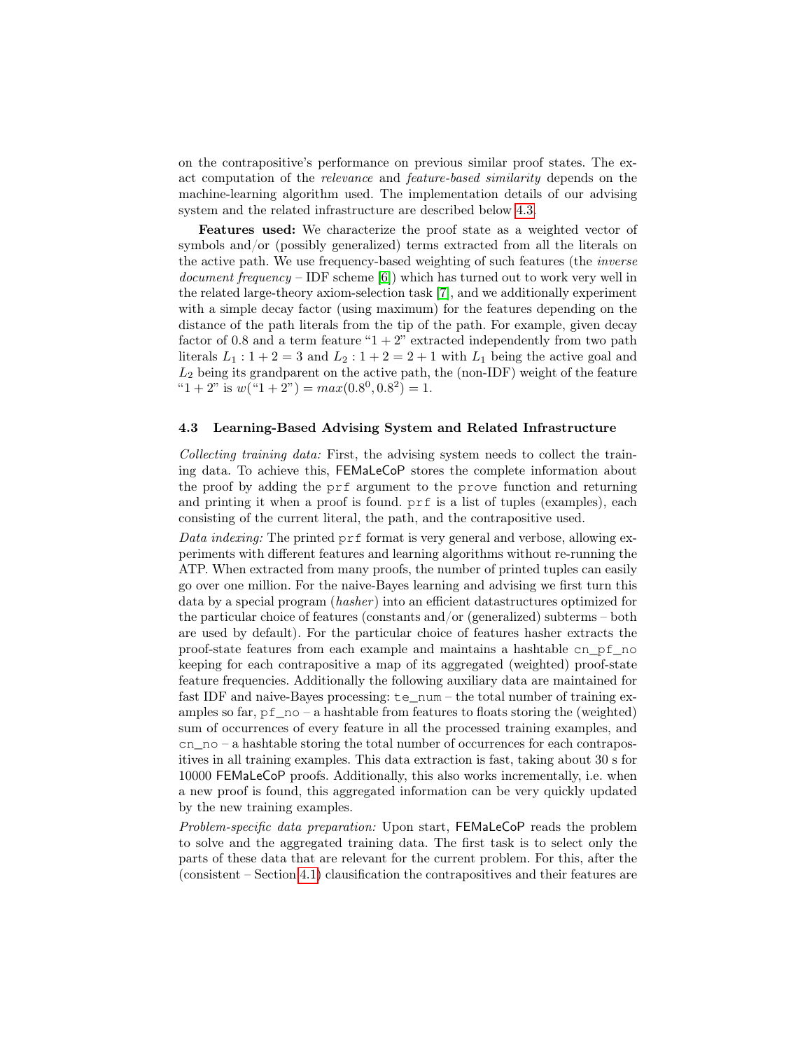on the contrapositive's performance on previous similar proof states. The exact computation of the *relevance* and *feature-based similarity* depends on the machine-learning algorithm used. The implementation details of our advising system and the related infrastructure are described below 4.3.

**Features used:** We characterize the proof state as a weighted vector of symbols and/or (possibly generalized) terms extracted from all the literals on the active path. We use frequency-based weighting of such features (the *inverse document frequency* – IDF scheme [6]) which has turned out to work very well in the related large-theory axiom-selection task [7], and we additionally experiment with a simple decay factor (using maximum) for the features depending on the distance of the path literals from the tip of the path. For example, given decay factor of 0.8 and a term feature "$1+2$" extracted independently from two path literals $L_1 : 1+2=3$ and $L_2 : 1+2=2+1$ with $L_1$ being the active goal and $L_2$ being its grandparent on the active path, the (non-IDF) weight of the feature "$1+2$" is $w(\text{"}1+2\text{"}) = max(0.8^0, 0.8^2) = 1$.

### 4.3 Learning-Based Advising System and Related Infrastructure

*Collecting training data:* First, the advising system needs to collect the training data. To achieve this, FEMaLeCoP stores the complete information about the proof by adding the `prf` argument to the `prove` function and returning and printing it when a proof is found. `prf` is a list of tuples (examples), each consisting of the current literal, the path, and the contrapositive used.

*Data indexing:* The printed `prf` format is very general and verbose, allowing experiments with different features and learning algorithms without re-running the ATP. When extracted from many proofs, the number of printed tuples can easily go over one million. For the naive-Bayes learning and advising we first turn this data by a special program (*hasher*) into an efficient datastructures optimized for the particular choice of features (constants and/or (generalized) subterms – both are used by default). For the particular choice of features hasher extracts the proof-state features from each example and maintains a hashtable `cn_pf_no` keeping for each contrapositive a map of its aggregated (weighted) proof-state feature frequencies. Additionally the following auxiliary data are maintained for fast IDF and naive-Bayes processing: `te_num` – the total number of training examples so far, `pf_no` – a hashtable from features to floats storing the (weighted) sum of occurrences of every feature in all the processed training examples, and `cn_no` – a hashtable storing the total number of occurrences for each contrapositives in all training examples. This data extraction is fast, taking about 30 s for 10000 FEMaLeCoP proofs. Additionally, this also works incrementally, i.e. when a new proof is found, this aggregated information can be very quickly updated by the new training examples.

*Problem-specific data preparation:* Upon start, FEMaLeCoP reads the problem to solve and the aggregated training data. The first task is to select only the parts of these data that are relevant for the current problem. For this, after the (consistent – Section 4.1) clausification the contrapositives and their features are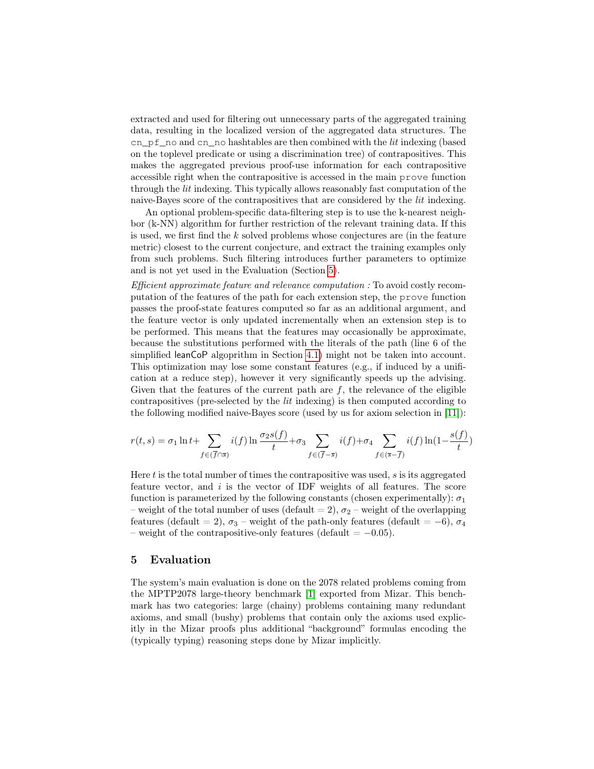extracted and used for filtering out unnecessary parts of the aggregated training data, resulting in the localized version of the aggregated data structures. The `cn_pf_no` and `cn_no` hashtables are then combined with the *lit* indexing (based on the toplevel predicate or using a discrimination tree) of contrapositives. This makes the aggregated previous proof-use information for each contrapositive accessible right when the contrapositive is accessed in the main `prove` function through the *lit* indexing. This typically allows reasonably fast computation of the naive-Bayes score of the contrapositives that are considered by the *lit* indexing.

An optional problem-specific data-filtering step is to use the k-nearest neighbor (k-NN) algorithm for further restriction of the relevant training data. If this is used, we first find the $k$ solved problems whose conjectures are (in the feature metric) closest to the current conjecture, and extract the training examples only from such problems. Such filtering introduces further parameters to optimize and is not yet used in the Evaluation (Section 5).

*Efficient approximate feature and relevance computation :* To avoid costly recomputation of the features of the path for each extension step, the `prove` function passes the proof-state features computed so far as an additional argument, and the feature vector is only updated incrementally when an extension step is to be performed. This means that the features may occasionally be approximate, because the substitutions performed with the literals of the path (line 6 of the simplified leanCoP algoprithm in Section 4.1) might not be taken into account. This optimization may lose some constant features (e.g., if induced by a unification at a reduce step), however it very significantly speeds up the advising. Given that the features of the current path are $f$, the relevance of the eligible contrapositives (pre-selected by the *lit* indexing) is then computed according to the following modified naive-Bayes score (used by us for axiom selection in [11]):

$$r(t,s) = \sigma_1 \ln t + \sum_{f \in (\overline{f} \cap \overline{s})} i(f) \ln \frac{\sigma_2 s(f)}{t} + \sigma_3 \sum_{f \in (\overline{f} - \overline{s})} i(f) + \sigma_4 \sum_{f \in (\overline{s} - \overline{f})} i(f) \ln (1 - \frac{s(f)}{t})$$

Here $t$ is the total number of times the contrapositive was used, $s$ is its aggregated feature vector, and $i$ is the vector of IDF weights of all features. The score function is parameterized by the following constants (chosen experimentally): $\sigma_1$ – weight of the total number of uses (default = 2), $\sigma_2$ – weight of the overlapping features (default = 2), $\sigma_3$ – weight of the path-only features (default = −6), $\sigma_4$ – weight of the contrapositive-only features (default = −0.05).

## 5 Evaluation

The system's main evaluation is done on the 2078 related problems coming from the MPTP2078 large-theory benchmark [1] exported from Mizar. This benchmark has two categories: large (chainy) problems containing many redundant axioms, and small (bushy) problems that contain only the axioms used explicitly in the Mizar proofs plus additional "background" formulas encoding the (typically typing) reasoning steps done by Mizar implicitly.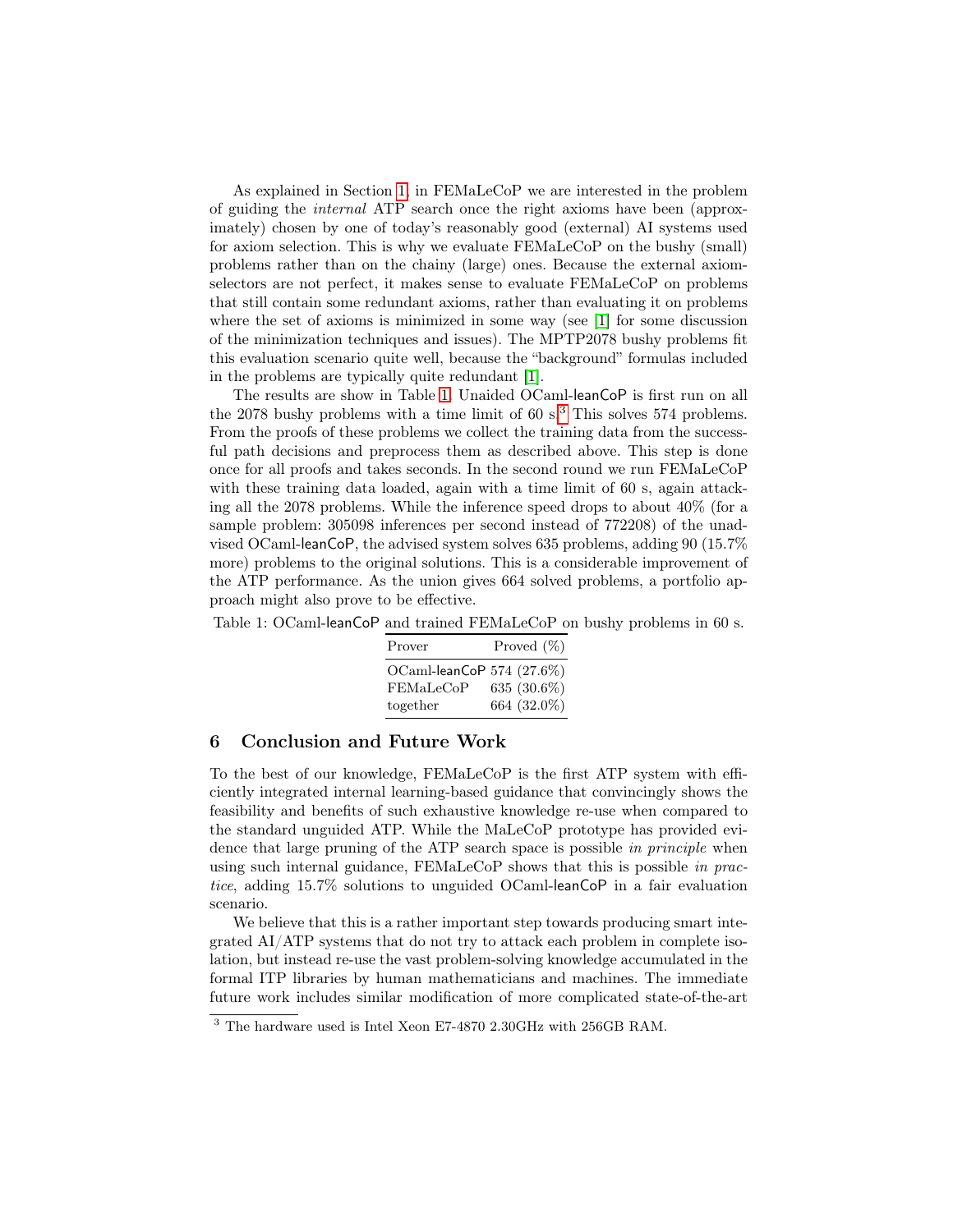As explained in Section 1, in FEMaLeCoP we are interested in the problem of guiding the *internal* ATP search once the right axioms have been (approximately) chosen by one of today's reasonably good (external) AI systems used for axiom selection. This is why we evaluate FEMaLeCoP on the bushy (small) problems rather than on the chainy (large) ones. Because the external axiom-selectors are not perfect, it makes sense to evaluate FEMaLeCoP on problems that still contain some redundant axioms, rather than evaluating it on problems where the set of axioms is minimized in some way (see [1] for some discussion of the minimization techniques and issues). The MPTP2078 bushy problems fit this evaluation scenario quite well, because the "background" formulas included in the problems are typically quite redundant [1].

The results are show in Table 1. Unaided OCaml-leanCoP is first run on all the 2078 bushy problems with a time limit of 60 s.[3] This solves 574 problems. From the proofs of these problems we collect the training data from the successful path decisions and preprocess them as described above. This step is done once for all proofs and takes seconds. In the second round we run FEMaLeCoP with these training data loaded, again with a time limit of 60 s, again attacking all the 2078 problems. While the inference speed drops to about 40% (for a sample problem: 305098 inferences per second instead of 772208) of the unadvised OCaml-leanCoP, the advised system solves 635 problems, adding 90 (15.7% more) problems to the original solutions. This is a considerable improvement of the ATP performance. As the union gives 664 solved problems, a portfolio approach might also prove to be effective.

Table 1: OCaml-leanCoP and trained FEMaLeCoP on bushy problems in 60 s.

| Prover | Proved (%) |
|---|---|
| OCaml-leanCoP | 574 (27.6%) |
| FEMaLeCoP | 635 (30.6%) |
| together | 664 (32.0%) |

## 6 Conclusion and Future Work

To the best of our knowledge, FEMaLeCoP is the first ATP system with efficiently integrated internal learning-based guidance that convincingly shows the feasibility and benefits of such exhaustive knowledge re-use when compared to the standard unguided ATP. While the MaLeCoP prototype has provided evidence that large pruning of the ATP search space is possible *in principle* when using such internal guidance, FEMaLeCoP shows that this is possible *in practice*, adding 15.7% solutions to unguided OCaml-leanCoP in a fair evaluation scenario.

We believe that this is a rather important step towards producing smart integrated AI/ATP systems that do not try to attack each problem in complete isolation, but instead re-use the vast problem-solving knowledge accumulated in the formal ITP libraries by human mathematicians and machines. The immediate future work includes similar modification of more complicated state-of-the-art

[3] The hardware used is Intel Xeon E7-4870 2.30GHz with 256GB RAM.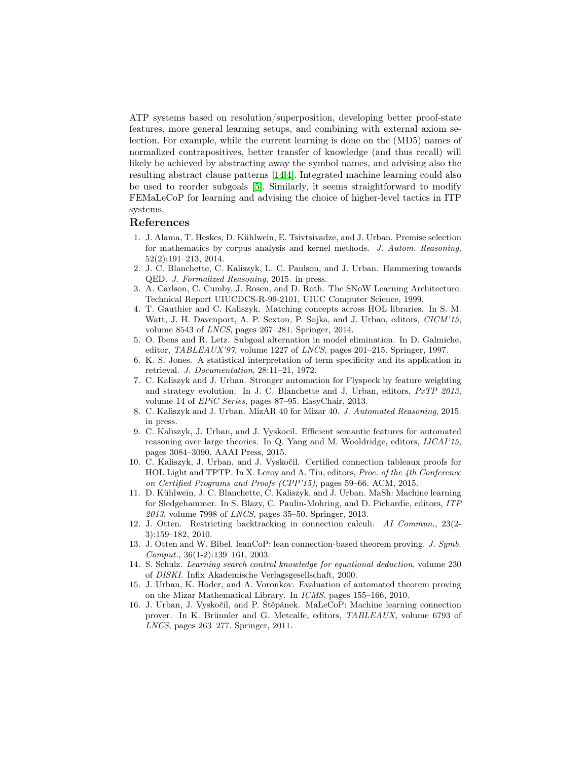ATP systems based on resolution/superposition, developing better proof-state features, more general learning setups, and combining with external axiom selection. For example, while the current learning is done on the (MD5) names of normalized contrapositives, better transfer of knowledge (and thus recall) will likely be achieved by abstracting away the symbol names, and advising also the resulting abstract clause patterns [14,4]. Integrated machine learning could also be used to reorder subgoals [5]. Similarly, it seems straightforward to modify FEMaLeCoP for learning and advising the choice of higher-level tactics in ITP systems.

## References

1. J. Alama, T. Heskes, D. Kühlwein, E. Tsivtsivadze, and J. Urban. Premise selection for mathematics by corpus analysis and kernel methods. *J. Autom. Reasoning*, 52(2):191–213, 2014.
2. J. C. Blanchette, C. Kaliszyk, L. C. Paulson, and J. Urban. Hammering towards QED. *J. Formalized Reasoning*, 2015. in press.
3. A. Carlson, C. Cumby, J. Rosen, and D. Roth. The SNoW Learning Architecture. Technical Report UIUCDCS-R-99-2101, UIUC Computer Science, 1999.
4. T. Gauthier and C. Kaliszyk. Matching concepts across HOL libraries. In S. M. Watt, J. H. Davenport, A. P. Sexton, P. Sojka, and J. Urban, editors, *CICM'15*, volume 8543 of *LNCS*, pages 267–281. Springer, 2014.
5. O. Ibens and R. Letz. Subgoal alternation in model elimination. In D. Galmiche, editor, *TABLEAUX'97*, volume 1227 of *LNCS*, pages 201–215. Springer, 1997.
6. K. S. Jones. A statistical interpretation of term specificity and its application in retrieval. *J. Documentation*, 28:11–21, 1972.
7. C. Kaliszyk and J. Urban. Stronger automation for Flyspeck by feature weighting and strategy evolution. In J. C. Blanchette and J. Urban, editors, *PxTP 2013*, volume 14 of *EPiC Series*, pages 87–95. EasyChair, 2013.
8. C. Kaliszyk and J. Urban. MizAR 40 for Mizar 40. *J. Automated Reasoning*, 2015. in press.
9. C. Kaliszyk, J. Urban, and J. Vyskocil. Efficient semantic features for automated reasoning over large theories. In Q. Yang and M. Wooldridge, editors, *IJCAI'15*, pages 3084–3090. AAAI Press, 2015.
10. C. Kaliszyk, J. Urban, and J. Vyskočil. Certified connection tableaux proofs for HOL Light and TPTP. In X. Leroy and A. Tiu, editors, *Proc. of the 4th Conference on Certified Programs and Proofs (CPP'15)*, pages 59–66. ACM, 2015.
11. D. Kühlwein, J. C. Blanchette, C. Kaliszyk, and J. Urban. MaSh: Machine learning for Sledgehammer. In S. Blazy, C. Paulin-Mohring, and D. Pichardie, editors, *ITP 2013*, volume 7998 of *LNCS*, pages 35–50. Springer, 2013.
12. J. Otten. Restricting backtracking in connection calculi. *AI Commun.*, 23(2-3):159–182, 2010.
13. J. Otten and W. Bibel. leanCoP: lean connection-based theorem proving. *J. Symb. Comput.*, 36(1-2):139–161, 2003.
14. S. Schulz. *Learning search control knowledge for equational deduction*, volume 230 of *DISKI*. Infix Akademische Verlagsgesellschaft, 2000.
15. J. Urban, K. Hoder, and A. Voronkov. Evaluation of automated theorem proving on the Mizar Mathematical Library. In *ICMS*, pages 155–166, 2010.
16. J. Urban, J. Vyskočil, and P. Štěpánek. MaLeCoP: Machine learning connection prover. In K. Brünnler and G. Metcalfe, editors, *TABLEAUX*, volume 6793 of *LNCS*, pages 263–277. Springer, 2011.